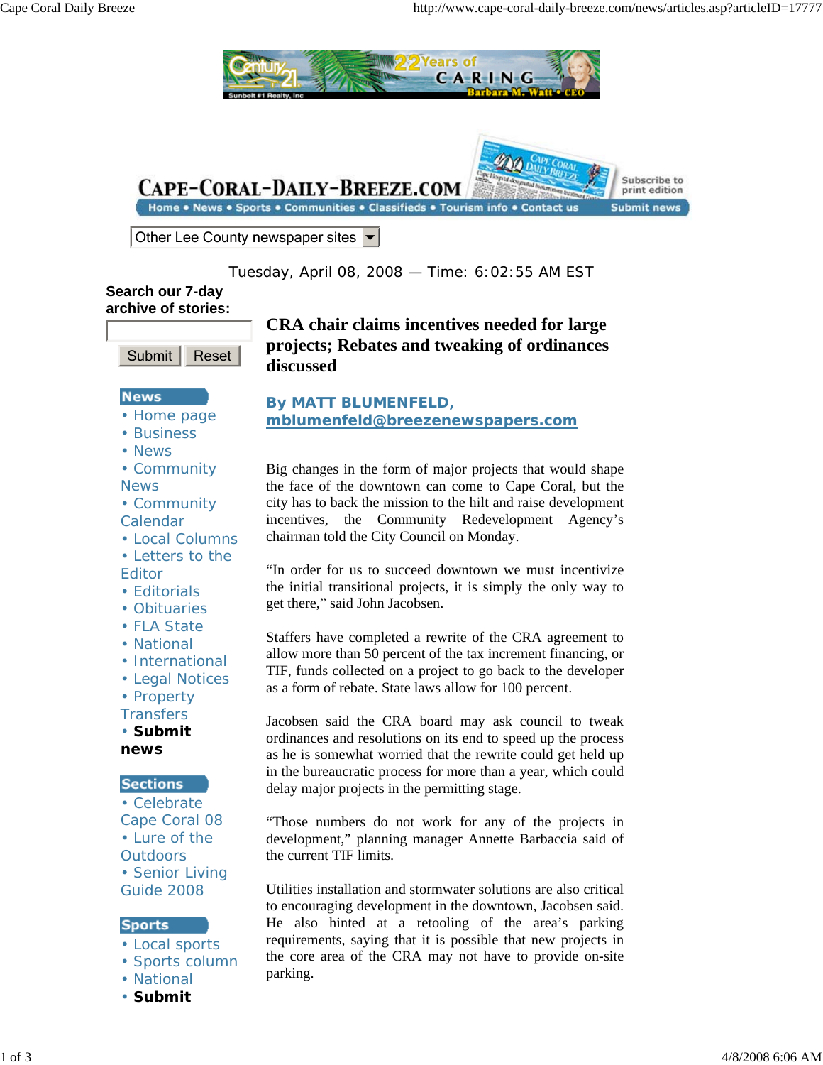CAPE-CORAL-DAILY-BREEZE.COM

Home • News • Sports • Communities • Classifieds • Tourism info • Contact us | Submit news | Subscribe to print edition

Other Lee County newspaper sites

Tuesday, April 08, 2008 — Time: 6:02:55 AM EST

Search our 7-day archive of stories:

Submit | Reset

**News**
- Home page
- Business
- News
- Community News
- Community Calendar
- Local Columns
- Letters to the Editor
- Editorials
- Obituaries
- FLA State
- National
- International
- Legal Notices
- Property Transfers
- **Submit news**

**Sections**
- Celebrate Cape Coral 08
- Lure of the Outdoors
- Senior Living Guide 2008

**Sports**
- Local sports
- Sports column
- National
- **Submit**

# CRA chair claims incentives needed for large projects; Rebates and tweaking of ordinances discussed

**By MATT BLUMENFELD, mblumenfeld@breezenewspapers.com**

Big changes in the form of major projects that would shape the face of the downtown can come to Cape Coral, but the city has to back the mission to the hilt and raise development incentives, the Community Redevelopment Agency's chairman told the City Council on Monday.

"In order for us to succeed downtown we must incentivize the initial transitional projects, it is simply the only way to get there," said John Jacobsen.

Staffers have completed a rewrite of the CRA agreement to allow more than 50 percent of the tax increment financing, or TIF, funds collected on a project to go back to the developer as a form of rebate. State laws allow for 100 percent.

Jacobsen said the CRA board may ask council to tweak ordinances and resolutions on its end to speed up the process as he is somewhat worried that the rewrite could get held up in the bureaucratic process for more than a year, which could delay major projects in the permitting stage.

"Those numbers do not work for any of the projects in development," planning manager Annette Barbaccia said of the current TIF limits.

Utilities installation and stormwater solutions are also critical to encouraging development in the downtown, Jacobsen said. He also hinted at a retooling of the area's parking requirements, saying that it is possible that new projects in the core area of the CRA may not have to provide on-site parking.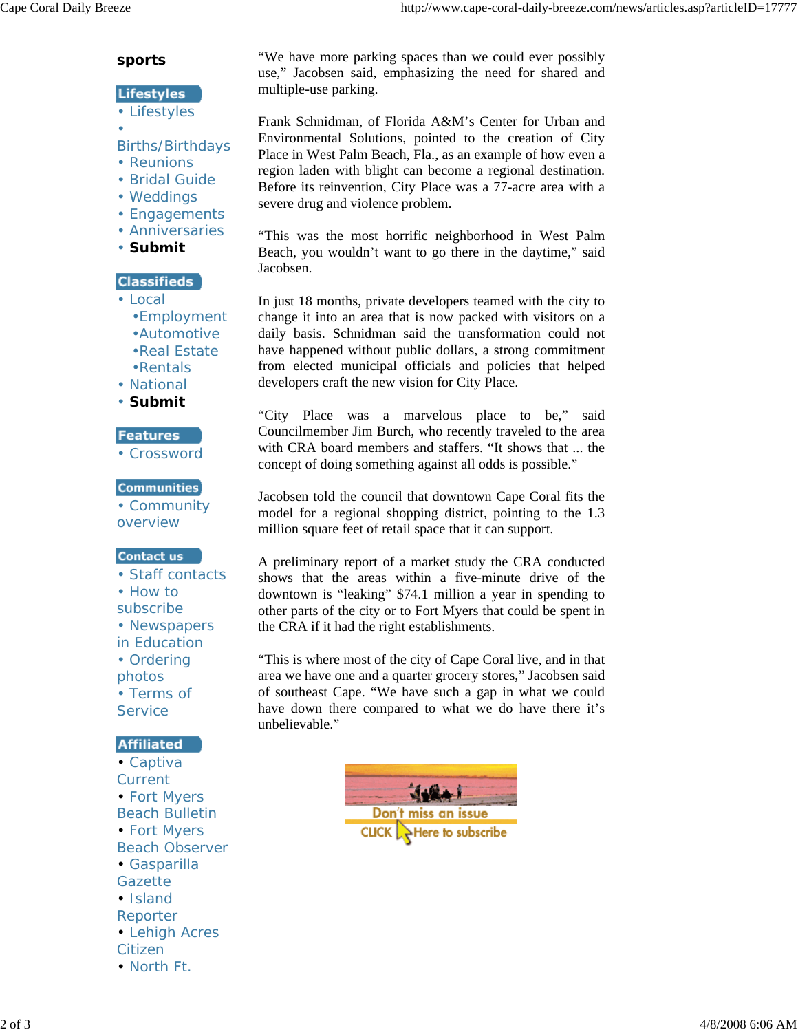sports

**Lifestyles**

- Lifestyles
- Births/Birthdays
- Reunions
- Bridal Guide
- Weddings
- Engagements
- Anniversaries
- **Submit**

**Classifieds**

- Local
  - Employment
  - Automotive
  - Real Estate
  - Rentals
- National
- **Submit**

**Features**

- Crossword

**Communities**

- Community overview

**Contact us**

- Staff contacts
- How to subscribe
- Newspapers in Education
- Ordering photos
- Terms of Service

**Affiliated**

- Captiva Current
- Fort Myers Beach Bulletin
- Fort Myers Beach Observer
- Gasparilla Gazette
- Island Reporter
- Lehigh Acres Citizen
- North Ft.

"We have more parking spaces than we could ever possibly use," Jacobsen said, emphasizing the need for shared and multiple-use parking.

Frank Schnidman, of Florida A&M's Center for Urban and Environmental Solutions, pointed to the creation of City Place in West Palm Beach, Fla., as an example of how even a region laden with blight can become a regional destination. Before its reinvention, City Place was a 77-acre area with a severe drug and violence problem.

"This was the most horrific neighborhood in West Palm Beach, you wouldn't want to go there in the daytime," said Jacobsen.

In just 18 months, private developers teamed with the city to change it into an area that is now packed with visitors on a daily basis. Schnidman said the transformation could not have happened without public dollars, a strong commitment from elected municipal officials and policies that helped developers craft the new vision for City Place.

"City Place was a marvelous place to be," said Councilmember Jim Burch, who recently traveled to the area with CRA board members and staffers. "It shows that ... the concept of doing something against all odds is possible."

Jacobsen told the council that downtown Cape Coral fits the model for a regional shopping district, pointing to the 1.3 million square feet of retail space that it can support.

A preliminary report of a market study the CRA conducted shows that the areas within a five-minute drive of the downtown is "leaking" $74.1 million a year in spending to other parts of the city or to Fort Myers that could be spent in the CRA if it had the right establishments.

"This is where most of the city of Cape Coral live, and in that area we have one and a quarter grocery stores," Jacobsen said of southeast Cape. "We have such a gap in what we could have down there compared to what we do have there it's unbelievable."

Don't miss an issue

CLICK Here to subscribe